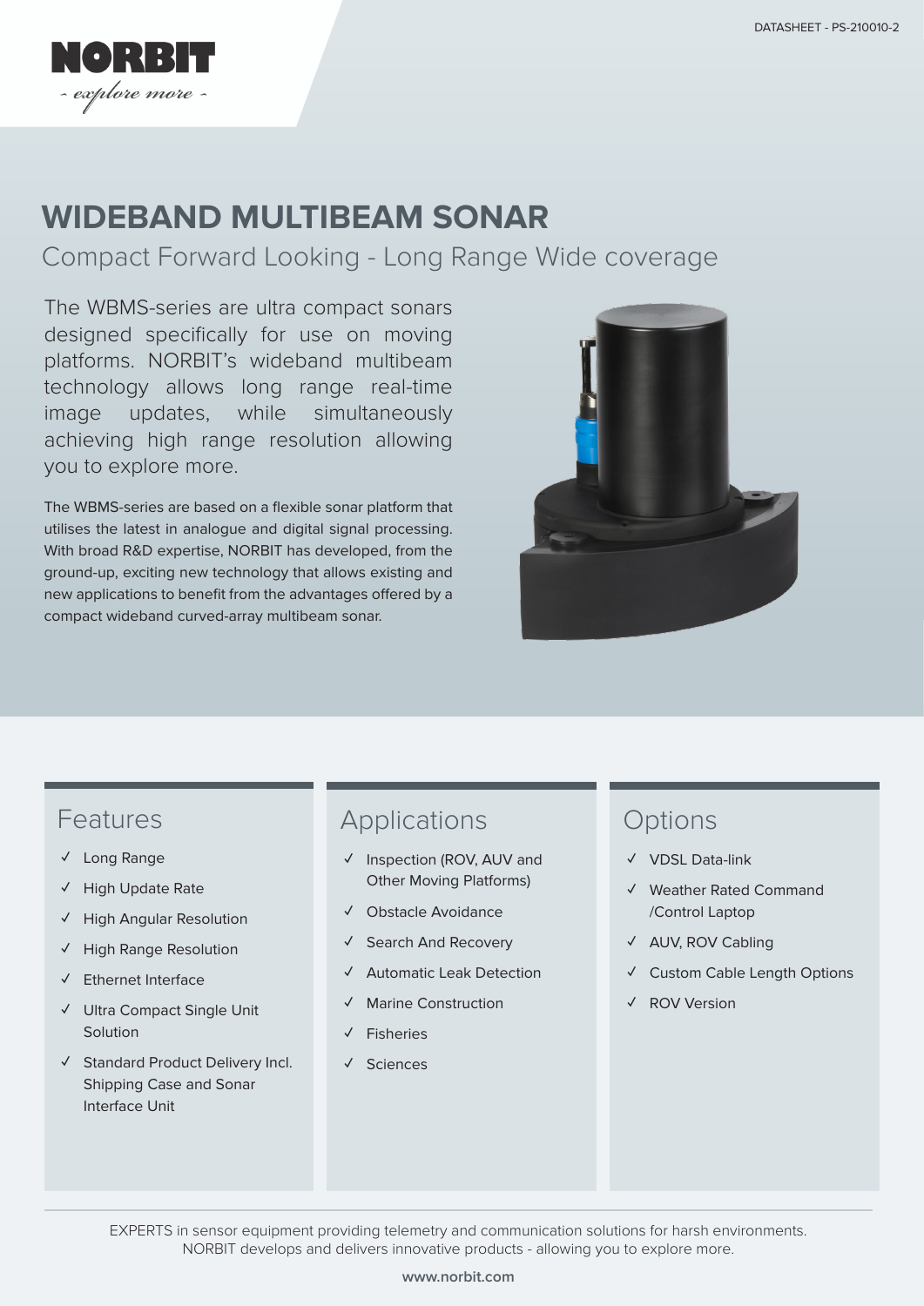# WIDEBAND MULTIBEAM SONAR

## Compact Forward Looking - Long Range Wide coverage

The WBMS-series are ultra compact sonars designed specifically for use on moving platforms. NORBIT's wideband multibeam technology allows long range real-time image updates, while simultaneously achieving high range resolution allowing you to explore more.

The WBMS-series are based on a flexible sonar platform that utilises the latest in analogue and digital signal processing. With broad R&D expertise, NORBIT has developed, from the ground-up, exciting new technology that allows existing and new applications to benefit from the advantages offered by a compact wideband curved-array multibeam sonar.

## Features

- ✓ Long Range
- ✓ High Update Rate
- ✓ High Angular Resolution
- ✓ High Range Resolution
- ✓ Ethernet Interface
- ✓ Ultra Compact Single Unit Solution
- ✓ Standard Product Delivery Incl. Shipping Case and Sonar Interface Unit

## Applications

- ✓ Inspection (ROV, AUV and Other Moving Platforms)
- ✓ Obstacle Avoidance
- ✓ Search And Recovery
- ✓ Automatic Leak Detection
- ✓ Marine Construction
- ✓ Fisheries
- ✓ Sciences

## Options

- ✓ VDSL Data-link
- ✓ Weather Rated Command /Control Laptop
- ✓ AUV, ROV Cabling
- ✓ Custom Cable Length Options
- ✓ ROV Version

EXPERTS in sensor equipment providing telemetry and communication solutions for harsh environments.
NORBIT develops and delivers innovative products - allowing you to explore more.

**www.norbit.com**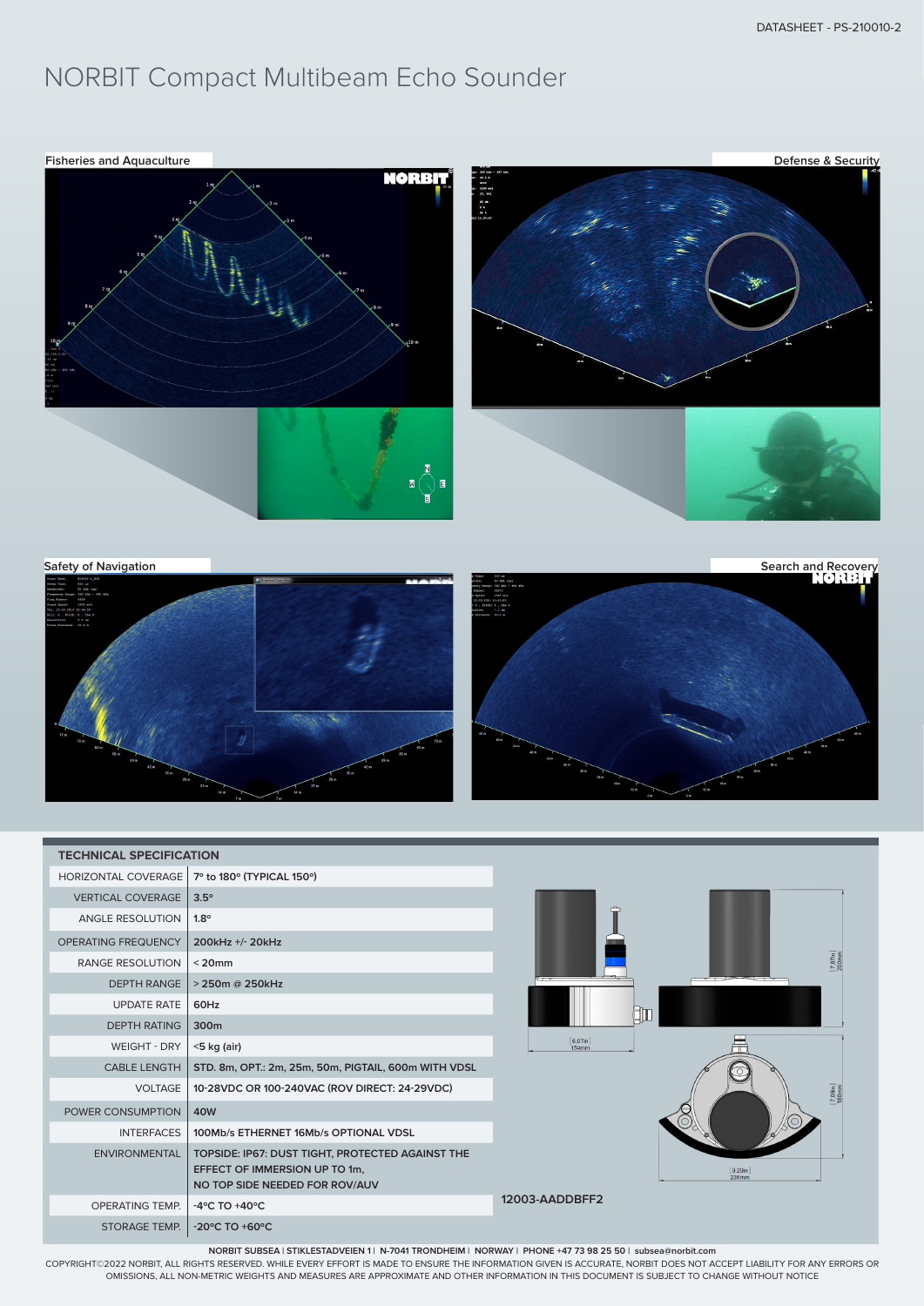DATASHEET - PS-210010-2

# NORBIT Compact Multibeam Echo Sounder

Fisheries and Aquaculture

Defense & Security

Safety of Navigation

Search and Recovery

## TECHNICAL SPECIFICATION

| | |
|---|---|
| HORIZONTAL COVERAGE | 7° to 180° (TYPICAL 150°) |
| VERTICAL COVERAGE | 3.5° |
| ANGLE RESOLUTION | 1.8° |
| OPERATING FREQUENCY | 200kHz +/- 20kHz |
| RANGE RESOLUTION | < 20mm |
| DEPTH RANGE | > 250m @ 250kHz |
| UPDATE RATE | 60Hz |
| DEPTH RATING | 300m |
| WEIGHT - DRY | <5 kg (air) |
| CABLE LENGTH | STD. 8m, OPT.: 2m, 25m, 50m, PIGTAIL, 600m WITH VDSL |
| VOLTAGE | 10-28VDC OR 100-240VAC (ROV DIRECT: 24-29VDC) |
| POWER CONSUMPTION | 40W |
| INTERFACES | 100Mb/s ETHERNET 16Mb/s OPTIONAL VDSL |
| ENVIRONMENTAL | TOPSIDE: IP67: DUST TIGHT, PROTECTED AGAINST THE EFFECT OF IMMERSION UP TO 1m, NO TOP SIDE NEEDED FOR ROV/AUV |
| OPERATING TEMP. | -4°C TO +40°C |
| STORAGE TEMP. | -20°C TO +60°C |

[6.07in] 154mm

[7.87in] 200mm

[7.09in] 180mm

[9.29in] 236mm

12003-AADDBFF2

NORBIT SUBSEA | STIKLESTADVEIEN 1 | N-7041 TRONDHEIM | NORWAY | PHONE +47 73 98 25 50 | subsea@norbit.com

COPYRIGHT©2022 NORBIT, ALL RIGHTS RESERVED. WHILE EVERY EFFORT IS MADE TO ENSURE THE INFORMATION GIVEN IS ACCURATE, NORBIT DOES NOT ACCEPT LIABILITY FOR ANY ERRORS OR OMISSIONS, ALL NON-METRIC WEIGHTS AND MEASURES ARE APPROXIMATE AND OTHER INFORMATION IN THIS DOCUMENT IS SUBJECT TO CHANGE WITHOUT NOTICE